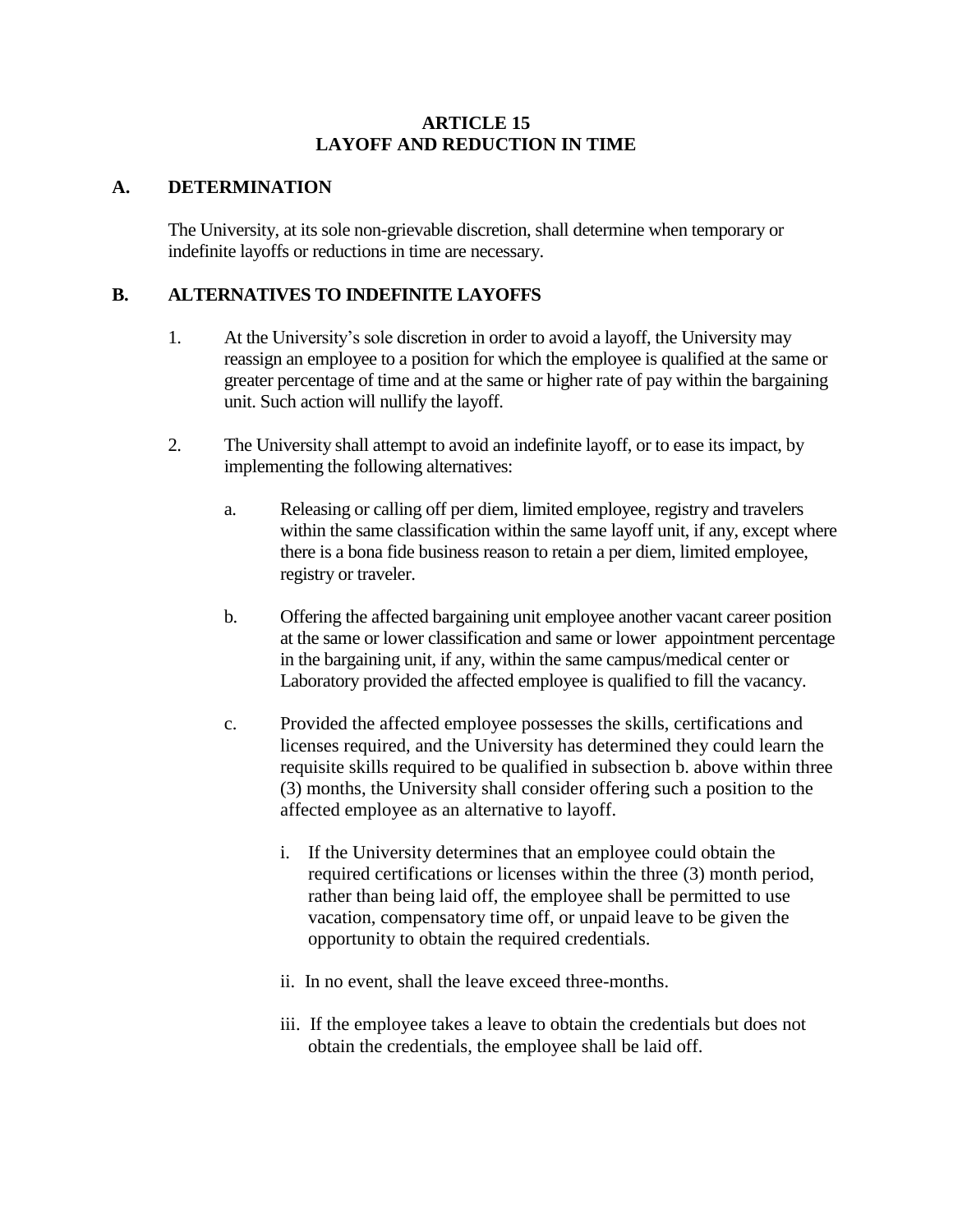# ARTICLE 15
# LAYOFF AND REDUCTION IN TIME

## A. DETERMINATION

The University, at its sole non-grievable discretion, shall determine when temporary or indefinite layoffs or reductions in time are necessary.

## B. ALTERNATIVES TO INDEFINITE LAYOFFS

1. At the University's sole discretion in order to avoid a layoff, the University may reassign an employee to a position for which the employee is qualified at the same or greater percentage of time and at the same or higher rate of pay within the bargaining unit. Such action will nullify the layoff.

2. The University shall attempt to avoid an indefinite layoff, or to ease its impact, by implementing the following alternatives:

   a. Releasing or calling off per diem, limited employee, registry and travelers within the same classification within the same layoff unit, if any, except where there is a bona fide business reason to retain a per diem, limited employee, registry or traveler.

   b. Offering the affected bargaining unit employee another vacant career position at the same or lower classification and same or lower appointment percentage in the bargaining unit, if any, within the same campus/medical center or Laboratory provided the affected employee is qualified to fill the vacancy.

   c. Provided the affected employee possesses the skills, certifications and licenses required, and the University has determined they could learn the requisite skills required to be qualified in subsection b. above within three (3) months, the University shall consider offering such a position to the affected employee as an alternative to layoff.

      i. If the University determines that an employee could obtain the required certifications or licenses within the three (3) month period, rather than being laid off, the employee shall be permitted to use vacation, compensatory time off, or unpaid leave to be given the opportunity to obtain the required credentials.

      ii. In no event, shall the leave exceed three-months.

      iii. If the employee takes a leave to obtain the credentials but does not obtain the credentials, the employee shall be laid off.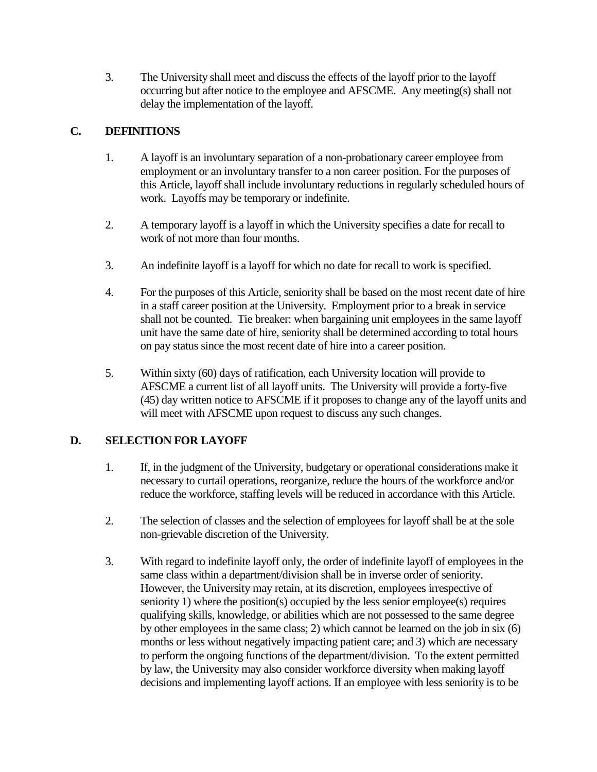3. The University shall meet and discuss the effects of the layoff prior to the layoff occurring but after notice to the employee and AFSCME. Any meeting(s) shall not delay the implementation of the layoff.

## C. DEFINITIONS

1. A layoff is an involuntary separation of a non-probationary career employee from employment or an involuntary transfer to a non career position. For the purposes of this Article, layoff shall include involuntary reductions in regularly scheduled hours of work. Layoffs may be temporary or indefinite.

2. A temporary layoff is a layoff in which the University specifies a date for recall to work of not more than four months.

3. An indefinite layoff is a layoff for which no date for recall to work is specified.

4. For the purposes of this Article, seniority shall be based on the most recent date of hire in a staff career position at the University. Employment prior to a break in service shall not be counted. Tie breaker: when bargaining unit employees in the same layoff unit have the same date of hire, seniority shall be determined according to total hours on pay status since the most recent date of hire into a career position.

5. Within sixty (60) days of ratification, each University location will provide to AFSCME a current list of all layoff units. The University will provide a forty-five (45) day written notice to AFSCME if it proposes to change any of the layoff units and will meet with AFSCME upon request to discuss any such changes.

## D. SELECTION FOR LAYOFF

1. If, in the judgment of the University, budgetary or operational considerations make it necessary to curtail operations, reorganize, reduce the hours of the workforce and/or reduce the workforce, staffing levels will be reduced in accordance with this Article.

2. The selection of classes and the selection of employees for layoff shall be at the sole non-grievable discretion of the University.

3. With regard to indefinite layoff only, the order of indefinite layoff of employees in the same class within a department/division shall be in inverse order of seniority. However, the University may retain, at its discretion, employees irrespective of seniority 1) where the position(s) occupied by the less senior employee(s) requires qualifying skills, knowledge, or abilities which are not possessed to the same degree by other employees in the same class; 2) which cannot be learned on the job in six (6) months or less without negatively impacting patient care; and 3) which are necessary to perform the ongoing functions of the department/division. To the extent permitted by law, the University may also consider workforce diversity when making layoff decisions and implementing layoff actions. If an employee with less seniority is to be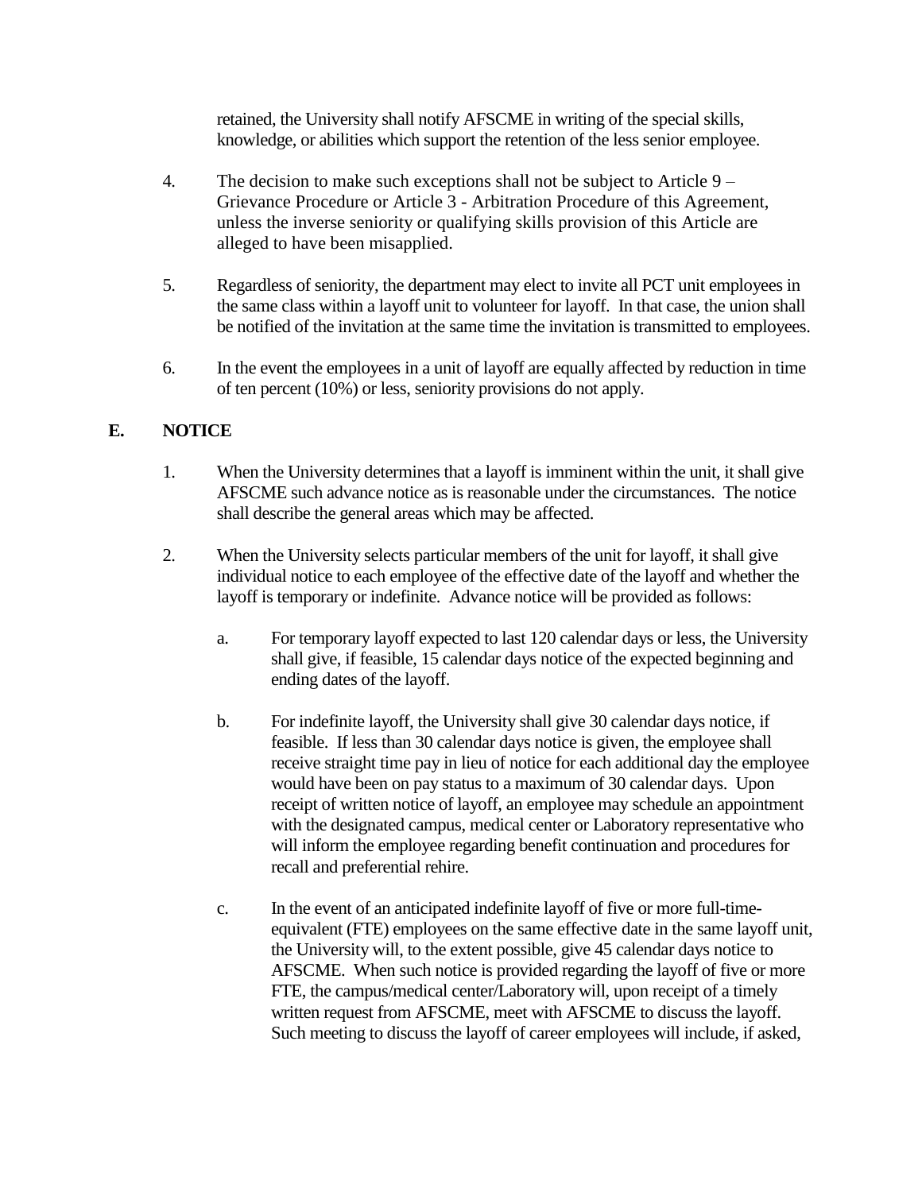retained, the University shall notify AFSCME in writing of the special skills, knowledge, or abilities which support the retention of the less senior employee.

4. The decision to make such exceptions shall not be subject to Article 9 – Grievance Procedure or Article 3 - Arbitration Procedure of this Agreement, unless the inverse seniority or qualifying skills provision of this Article are alleged to have been misapplied.

5. Regardless of seniority, the department may elect to invite all PCT unit employees in the same class within a layoff unit to volunteer for layoff. In that case, the union shall be notified of the invitation at the same time the invitation is transmitted to employees.

6. In the event the employees in a unit of layoff are equally affected by reduction in time of ten percent (10%) or less, seniority provisions do not apply.

**E. NOTICE**

1. When the University determines that a layoff is imminent within the unit, it shall give AFSCME such advance notice as is reasonable under the circumstances. The notice shall describe the general areas which may be affected.

2. When the University selects particular members of the unit for layoff, it shall give individual notice to each employee of the effective date of the layoff and whether the layoff is temporary or indefinite. Advance notice will be provided as follows:

   a. For temporary layoff expected to last 120 calendar days or less, the University shall give, if feasible, 15 calendar days notice of the expected beginning and ending dates of the layoff.

   b. For indefinite layoff, the University shall give 30 calendar days notice, if feasible. If less than 30 calendar days notice is given, the employee shall receive straight time pay in lieu of notice for each additional day the employee would have been on pay status to a maximum of 30 calendar days. Upon receipt of written notice of layoff, an employee may schedule an appointment with the designated campus, medical center or Laboratory representative who will inform the employee regarding benefit continuation and procedures for recall and preferential rehire.

   c. In the event of an anticipated indefinite layoff of five or more full-time-equivalent (FTE) employees on the same effective date in the same layoff unit, the University will, to the extent possible, give 45 calendar days notice to AFSCME. When such notice is provided regarding the layoff of five or more FTE, the campus/medical center/Laboratory will, upon receipt of a timely written request from AFSCME, meet with AFSCME to discuss the layoff. Such meeting to discuss the layoff of career employees will include, if asked,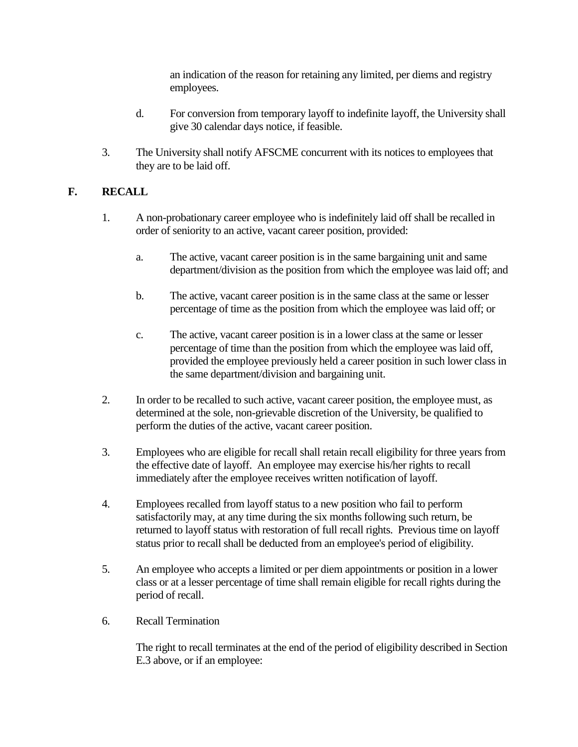an indication of the reason for retaining any limited, per diems and registry employees.

d. For conversion from temporary layoff to indefinite layoff, the University shall give 30 calendar days notice, if feasible.

3. The University shall notify AFSCME concurrent with its notices to employees that they are to be laid off.

## F. RECALL

1. A non-probationary career employee who is indefinitely laid off shall be recalled in order of seniority to an active, vacant career position, provided:

   a. The active, vacant career position is in the same bargaining unit and same department/division as the position from which the employee was laid off; and

   b. The active, vacant career position is in the same class at the same or lesser percentage of time as the position from which the employee was laid off; or

   c. The active, vacant career position is in a lower class at the same or lesser percentage of time than the position from which the employee was laid off, provided the employee previously held a career position in such lower class in the same department/division and bargaining unit.

2. In order to be recalled to such active, vacant career position, the employee must, as determined at the sole, non-grievable discretion of the University, be qualified to perform the duties of the active, vacant career position.

3. Employees who are eligible for recall shall retain recall eligibility for three years from the effective date of layoff. An employee may exercise his/her rights to recall immediately after the employee receives written notification of layoff.

4. Employees recalled from layoff status to a new position who fail to perform satisfactorily may, at any time during the six months following such return, be returned to layoff status with restoration of full recall rights. Previous time on layoff status prior to recall shall be deducted from an employee's period of eligibility.

5. An employee who accepts a limited or per diem appointments or position in a lower class or at a lesser percentage of time shall remain eligible for recall rights during the period of recall.

6. Recall Termination

   The right to recall terminates at the end of the period of eligibility described in Section E.3 above, or if an employee: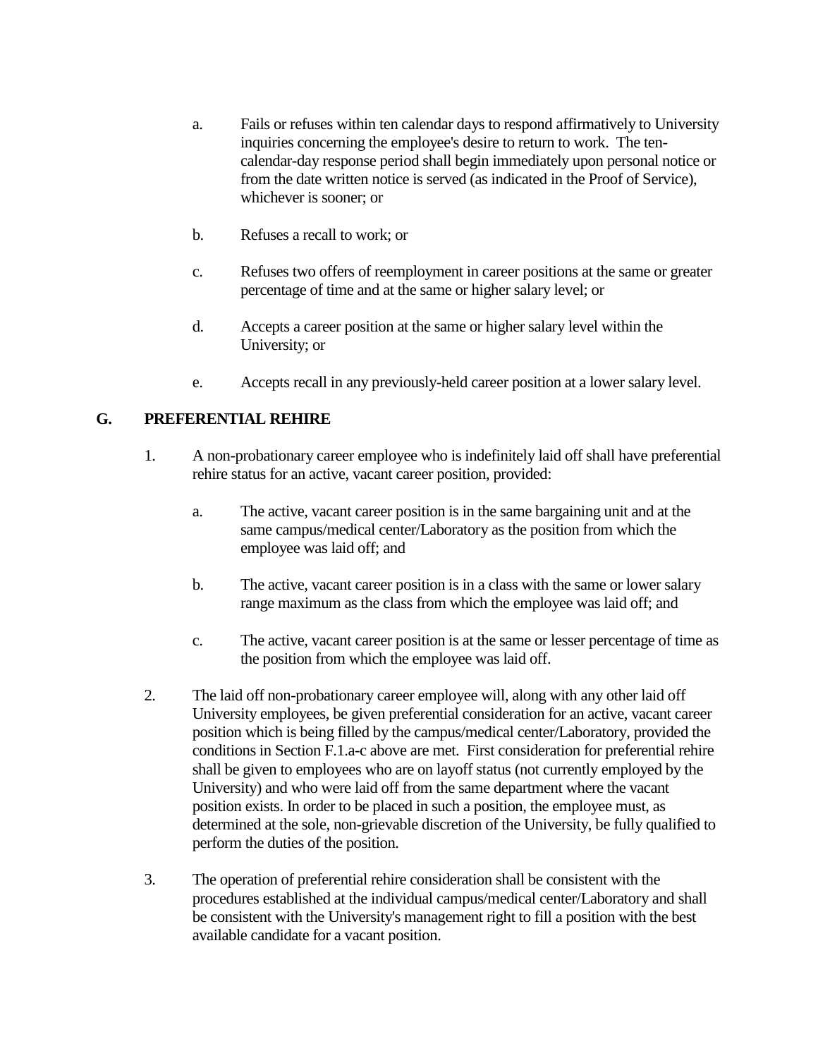a. Fails or refuses within ten calendar days to respond affirmatively to University inquiries concerning the employee's desire to return to work. The ten-calendar-day response period shall begin immediately upon personal notice or from the date written notice is served (as indicated in the Proof of Service), whichever is sooner; or

b. Refuses a recall to work; or

c. Refuses two offers of reemployment in career positions at the same or greater percentage of time and at the same or higher salary level; or

d. Accepts a career position at the same or higher salary level within the University; or

e. Accepts recall in any previously-held career position at a lower salary level.

## G. PREFERENTIAL REHIRE

1. A non-probationary career employee who is indefinitely laid off shall have preferential rehire status for an active, vacant career position, provided:

   a. The active, vacant career position is in the same bargaining unit and at the same campus/medical center/Laboratory as the position from which the employee was laid off; and

   b. The active, vacant career position is in a class with the same or lower salary range maximum as the class from which the employee was laid off; and

   c. The active, vacant career position is at the same or lesser percentage of time as the position from which the employee was laid off.

2. The laid off non-probationary career employee will, along with any other laid off University employees, be given preferential consideration for an active, vacant career position which is being filled by the campus/medical center/Laboratory, provided the conditions in Section F.1.a-c above are met. First consideration for preferential rehire shall be given to employees who are on layoff status (not currently employed by the University) and who were laid off from the same department where the vacant position exists. In order to be placed in such a position, the employee must, as determined at the sole, non-grievable discretion of the University, be fully qualified to perform the duties of the position.

3. The operation of preferential rehire consideration shall be consistent with the procedures established at the individual campus/medical center/Laboratory and shall be consistent with the University's management right to fill a position with the best available candidate for a vacant position.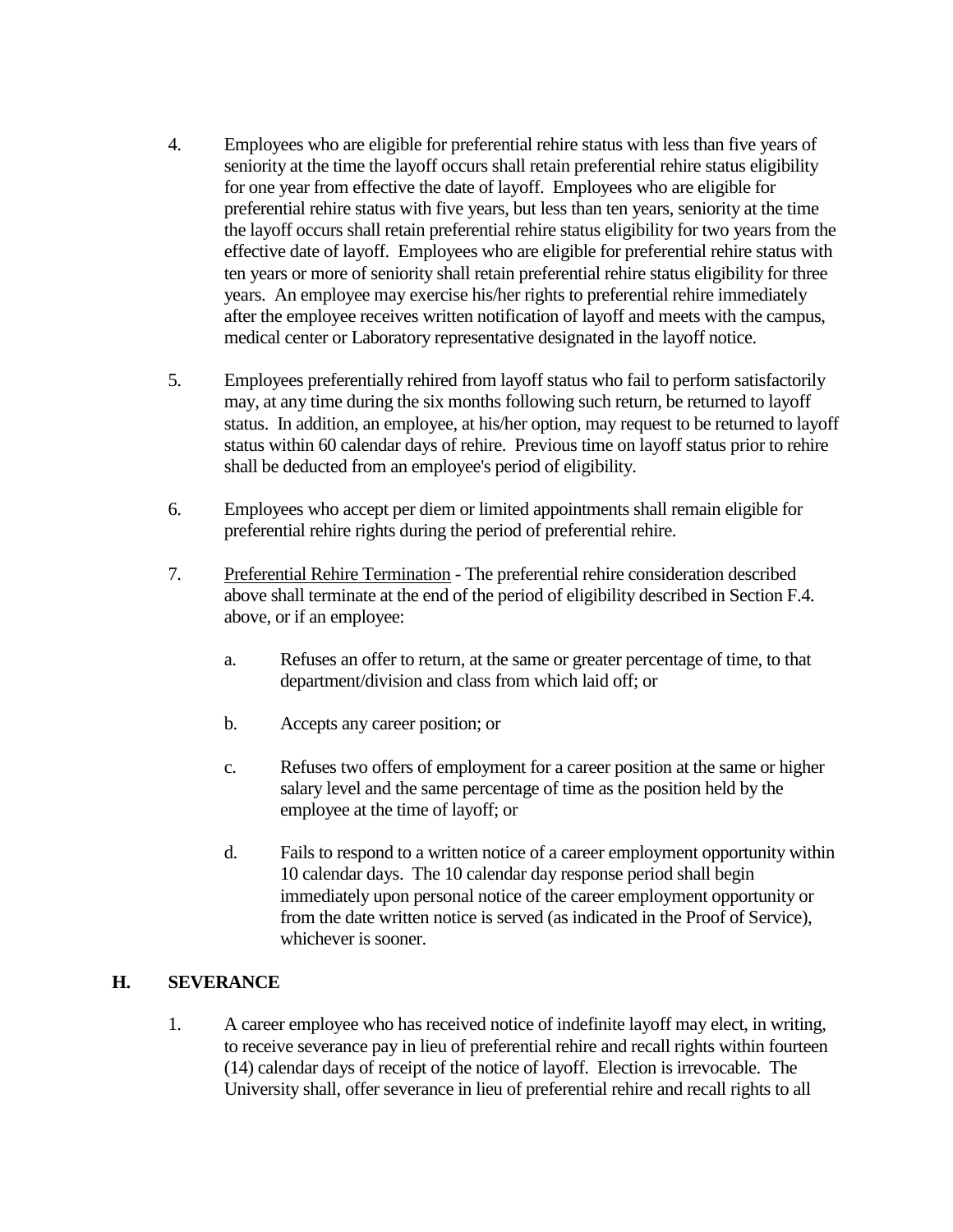4. Employees who are eligible for preferential rehire status with less than five years of seniority at the time the layoff occurs shall retain preferential rehire status eligibility for one year from effective the date of layoff. Employees who are eligible for preferential rehire status with five years, but less than ten years, seniority at the time the layoff occurs shall retain preferential rehire status eligibility for two years from the effective date of layoff. Employees who are eligible for preferential rehire status with ten years or more of seniority shall retain preferential rehire status eligibility for three years. An employee may exercise his/her rights to preferential rehire immediately after the employee receives written notification of layoff and meets with the campus, medical center or Laboratory representative designated in the layoff notice.

5. Employees preferentially rehired from layoff status who fail to perform satisfactorily may, at any time during the six months following such return, be returned to layoff status. In addition, an employee, at his/her option, may request to be returned to layoff status within 60 calendar days of rehire. Previous time on layoff status prior to rehire shall be deducted from an employee's period of eligibility.

6. Employees who accept per diem or limited appointments shall remain eligible for preferential rehire rights during the period of preferential rehire.

7. <u>Preferential Rehire Termination</u> - The preferential rehire consideration described above shall terminate at the end of the period of eligibility described in Section F.4. above, or if an employee:

   a. Refuses an offer to return, at the same or greater percentage of time, to that department/division and class from which laid off; or

   b. Accepts any career position; or

   c. Refuses two offers of employment for a career position at the same or higher salary level and the same percentage of time as the position held by the employee at the time of layoff; or

   d. Fails to respond to a written notice of a career employment opportunity within 10 calendar days. The 10 calendar day response period shall begin immediately upon personal notice of the career employment opportunity or from the date written notice is served (as indicated in the Proof of Service), whichever is sooner.

## H. SEVERANCE

1. A career employee who has received notice of indefinite layoff may elect, in writing, to receive severance pay in lieu of preferential rehire and recall rights within fourteen (14) calendar days of receipt of the notice of layoff. Election is irrevocable. The University shall, offer severance in lieu of preferential rehire and recall rights to all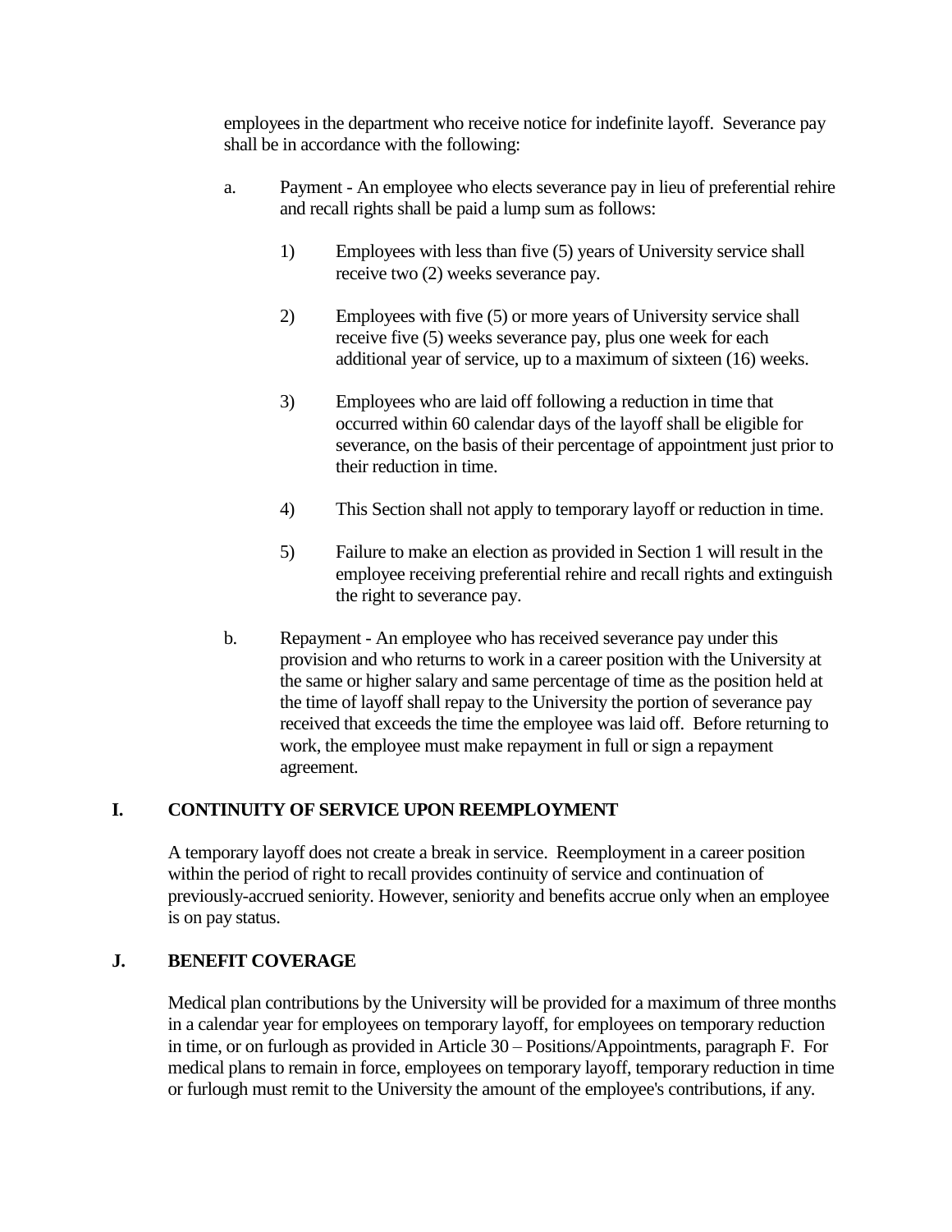employees in the department who receive notice for indefinite layoff. Severance pay shall be in accordance with the following:

a. Payment - An employee who elects severance pay in lieu of preferential rehire and recall rights shall be paid a lump sum as follows:

   1) Employees with less than five (5) years of University service shall receive two (2) weeks severance pay.

   2) Employees with five (5) or more years of University service shall receive five (5) weeks severance pay, plus one week for each additional year of service, up to a maximum of sixteen (16) weeks.

   3) Employees who are laid off following a reduction in time that occurred within 60 calendar days of the layoff shall be eligible for severance, on the basis of their percentage of appointment just prior to their reduction in time.

   4) This Section shall not apply to temporary layoff or reduction in time.

   5) Failure to make an election as provided in Section 1 will result in the employee receiving preferential rehire and recall rights and extinguish the right to severance pay.

b. Repayment - An employee who has received severance pay under this provision and who returns to work in a career position with the University at the same or higher salary and same percentage of time as the position held at the time of layoff shall repay to the University the portion of severance pay received that exceeds the time the employee was laid off. Before returning to work, the employee must make repayment in full or sign a repayment agreement.

## I. CONTINUITY OF SERVICE UPON REEMPLOYMENT

A temporary layoff does not create a break in service. Reemployment in a career position within the period of right to recall provides continuity of service and continuation of previously-accrued seniority. However, seniority and benefits accrue only when an employee is on pay status.

## J. BENEFIT COVERAGE

Medical plan contributions by the University will be provided for a maximum of three months in a calendar year for employees on temporary layoff, for employees on temporary reduction in time, or on furlough as provided in Article 30 – Positions/Appointments, paragraph F. For medical plans to remain in force, employees on temporary layoff, temporary reduction in time or furlough must remit to the University the amount of the employee's contributions, if any.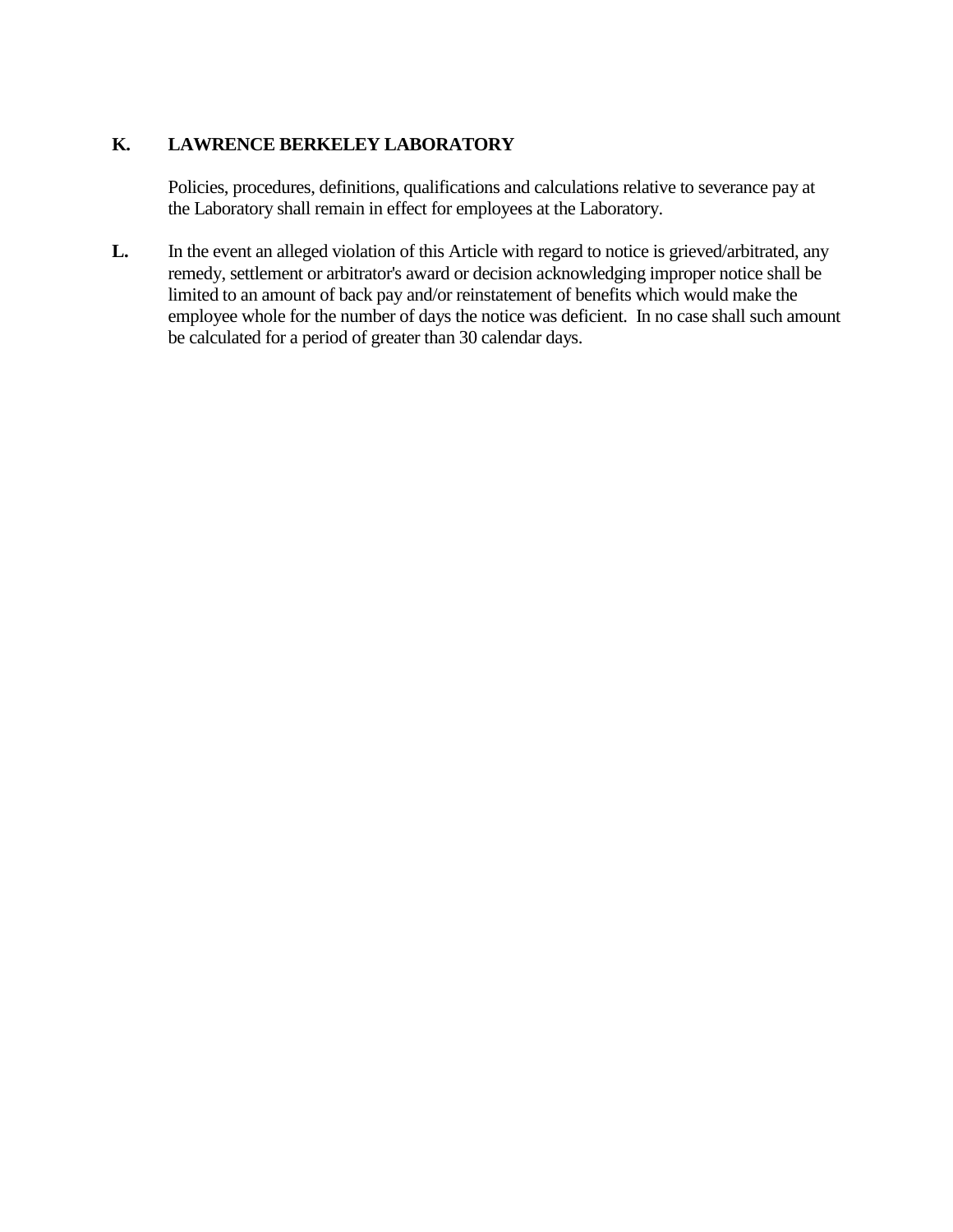**K. LAWRENCE BERKELEY LABORATORY**

Policies, procedures, definitions, qualifications and calculations relative to severance pay at the Laboratory shall remain in effect for employees at the Laboratory.

**L.** In the event an alleged violation of this Article with regard to notice is grieved/arbitrated, any remedy, settlement or arbitrator's award or decision acknowledging improper notice shall be limited to an amount of back pay and/or reinstatement of benefits which would make the employee whole for the number of days the notice was deficient. In no case shall such amount be calculated for a period of greater than 30 calendar days.